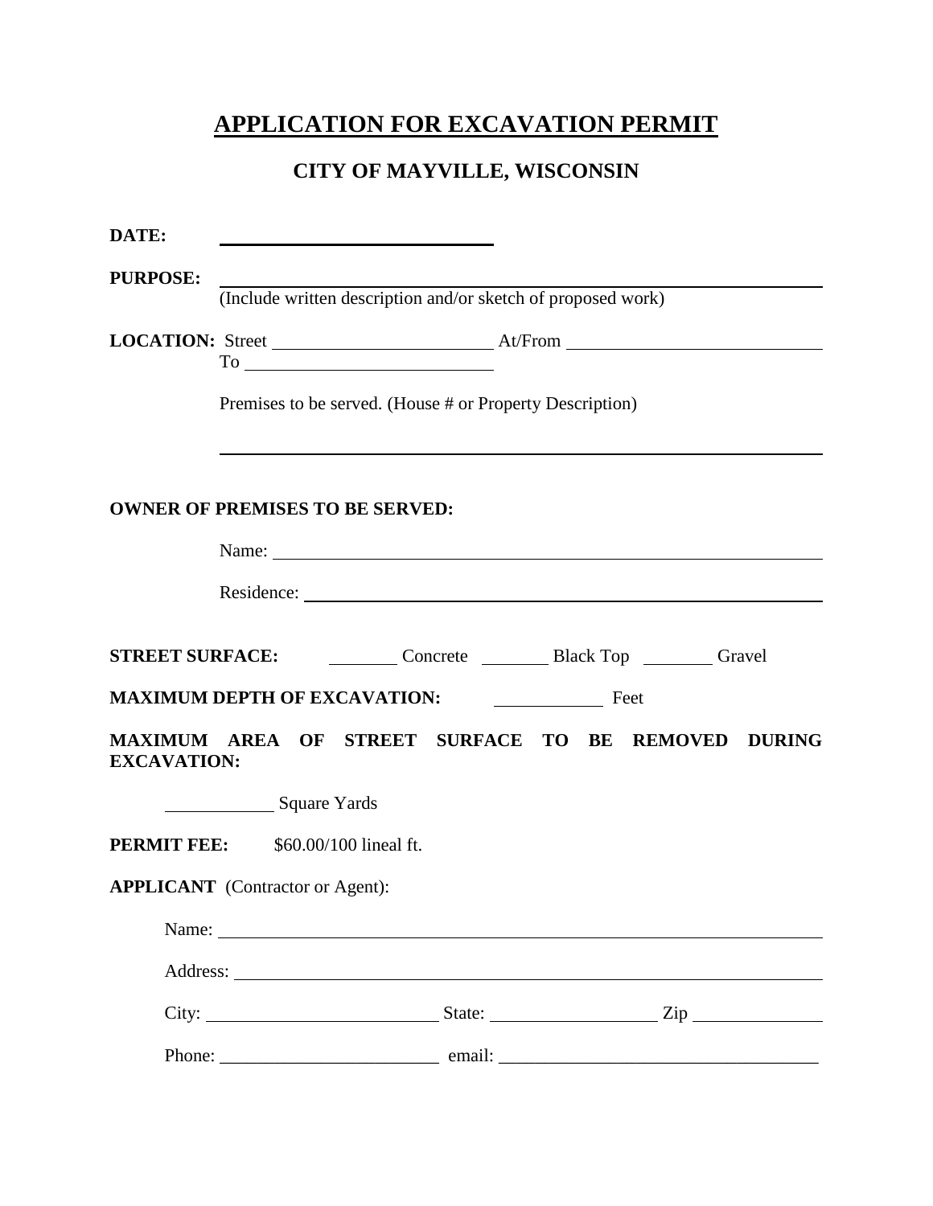# APPLICATION FOR EXCAVATION PERMIT

## CITY OF MAYVILLE, WISCONSIN

**DATE:** ______________________________

**PURPOSE:** ______________________________________________________________
(Include written description and/or sketch of proposed work)

**LOCATION:** Street ______________________ At/From ________________________
To ________________________

Premises to be served. (House # or Property Description)

______________________________________________________________

**OWNER OF PREMISES TO BE SERVED:**

Name: ______________________________________________________

Residence: __________________________________________________

**STREET SURFACE:** _______ Concrete _______ Black Top _______ Gravel

**MAXIMUM DEPTH OF EXCAVATION:** ___________ Feet

**MAXIMUM AREA OF STREET SURFACE TO BE REMOVED DURING EXCAVATION:**

___________ Square Yards

**PERMIT FEE:** $60.00/100 lineal ft.

**APPLICANT** (Contractor or Agent):

Name: ______________________________________________________

Address: ____________________________________________________

City: ______________________ State: _________________ Zip _____________

Phone: ______________________ email: _________________________________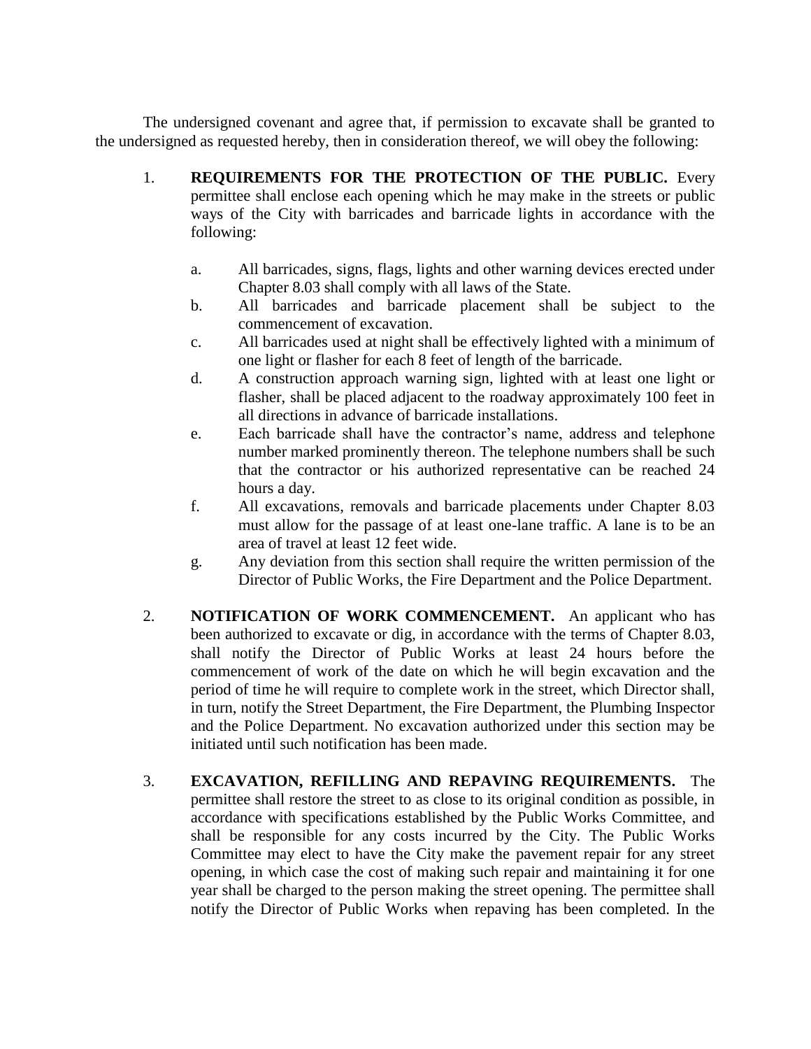The undersigned covenant and agree that, if permission to excavate shall be granted to the undersigned as requested hereby, then in consideration thereof, we will obey the following:

1. **REQUIREMENTS FOR THE PROTECTION OF THE PUBLIC.** Every permittee shall enclose each opening which he may make in the streets or public ways of the City with barricades and barricade lights in accordance with the following:

   a. All barricades, signs, flags, lights and other warning devices erected under Chapter 8.03 shall comply with all laws of the State.
   b. All barricades and barricade placement shall be subject to the commencement of excavation.
   c. All barricades used at night shall be effectively lighted with a minimum of one light or flasher for each 8 feet of length of the barricade.
   d. A construction approach warning sign, lighted with at least one light or flasher, shall be placed adjacent to the roadway approximately 100 feet in all directions in advance of barricade installations.
   e. Each barricade shall have the contractor's name, address and telephone number marked prominently thereon. The telephone numbers shall be such that the contractor or his authorized representative can be reached 24 hours a day.
   f. All excavations, removals and barricade placements under Chapter 8.03 must allow for the passage of at least one-lane traffic. A lane is to be an area of travel at least 12 feet wide.
   g. Any deviation from this section shall require the written permission of the Director of Public Works, the Fire Department and the Police Department.

2. **NOTIFICATION OF WORK COMMENCEMENT.** An applicant who has been authorized to excavate or dig, in accordance with the terms of Chapter 8.03, shall notify the Director of Public Works at least 24 hours before the commencement of work of the date on which he will begin excavation and the period of time he will require to complete work in the street, which Director shall, in turn, notify the Street Department, the Fire Department, the Plumbing Inspector and the Police Department. No excavation authorized under this section may be initiated until such notification has been made.

3. **EXCAVATION, REFILLING AND REPAVING REQUIREMENTS.** The permittee shall restore the street to as close to its original condition as possible, in accordance with specifications established by the Public Works Committee, and shall be responsible for any costs incurred by the City. The Public Works Committee may elect to have the City make the pavement repair for any street opening, in which case the cost of making such repair and maintaining it for one year shall be charged to the person making the street opening. The permittee shall notify the Director of Public Works when repaving has been completed. In the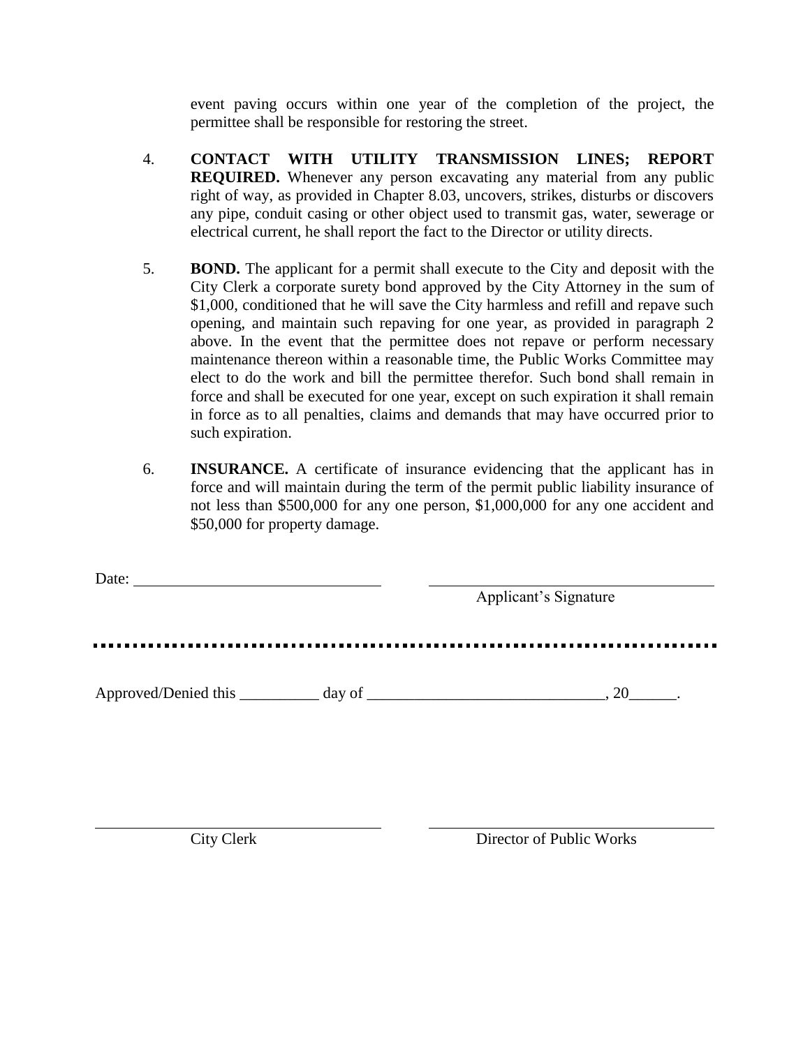event paving occurs within one year of the completion of the project, the permittee shall be responsible for restoring the street.

4. **CONTACT WITH UTILITY TRANSMISSION LINES; REPORT REQUIRED.** Whenever any person excavating any material from any public right of way, as provided in Chapter 8.03, uncovers, strikes, disturbs or discovers any pipe, conduit casing or other object used to transmit gas, water, sewerage or electrical current, he shall report the fact to the Director or utility directs.

5. **BOND.** The applicant for a permit shall execute to the City and deposit with the City Clerk a corporate surety bond approved by the City Attorney in the sum of $1,000, conditioned that he will save the City harmless and refill and repave such opening, and maintain such repaving for one year, as provided in paragraph 2 above. In the event that the permittee does not repave or perform necessary maintenance thereon within a reasonable time, the Public Works Committee may elect to do the work and bill the permittee therefor. Such bond shall remain in force and shall be executed for one year, except on such expiration it shall remain in force as to all penalties, claims and demands that may have occurred prior to such expiration.

6. **INSURANCE.** A certificate of insurance evidencing that the applicant has in force and will maintain during the term of the permit public liability insurance of not less than $500,000 for any one person, $1,000,000 for any one accident and $50,000 for property damage.

Date: ______________________________ ______________________________
Applicant's Signature

---

Approved/Denied this __________ day of ______________________________, 20______.

______________________________ ______________________________
City Clerk Director of Public Works